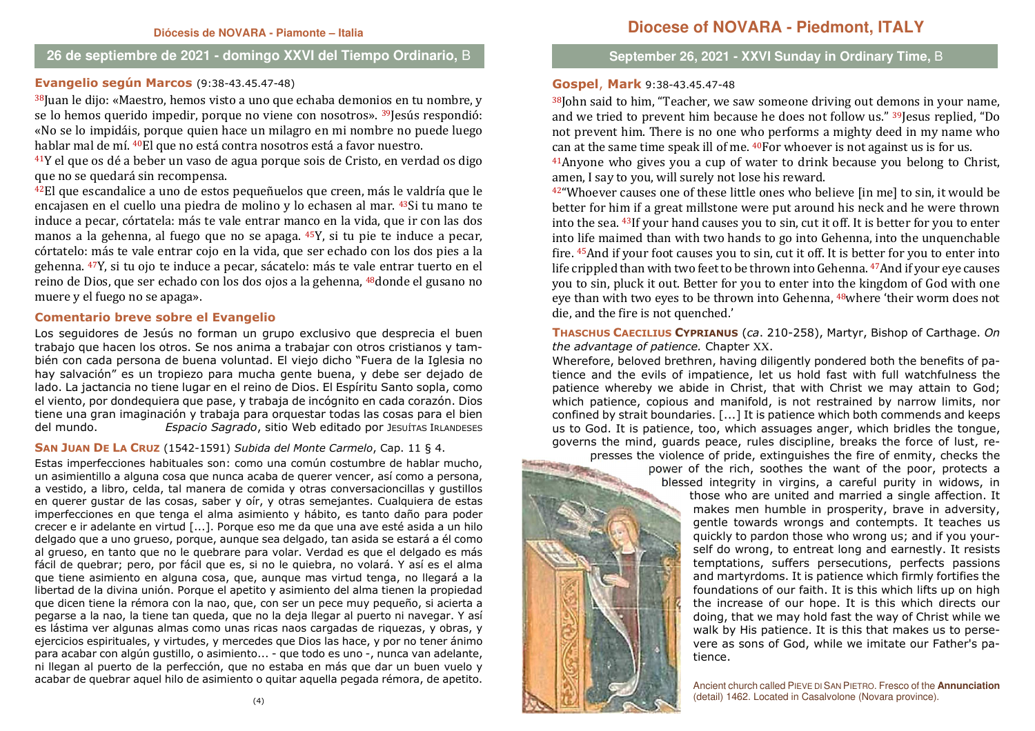Diócesis de NOVARA - Piamonte – Italia

## 26 de septiembre de 2021 - domingo XXVI del Tiempo Ordinario, B

### Evangelio según Marcos (9:38-43.45.47-48)

[38]Juan le dijo: «Maestro, hemos visto a uno que echaba demonios en tu nombre, y se lo hemos querido impedir, porque no viene con nosotros». [39]Jesús respondió: «No se lo impidáis, porque quien hace un milagro en mi nombre no puede luego hablar mal de mí. [40]El que no está contra nosotros está a favor nuestro.

[41]Y el que os dé a beber un vaso de agua porque sois de Cristo, en verdad os digo que no se quedará sin recompensa.

[42]El que escandalice a uno de estos pequeñuelos que creen, más le valdría que le encajasen en el cuello una piedra de molino y lo echasen al mar. [43]Si tu mano te induce a pecar, córtatela: más te vale entrar manco en la vida, que ir con las dos manos a la gehenna, al fuego que no se apaga. [45]Y, si tu pie te induce a pecar, córtatelo: más te vale entrar cojo en la vida, que ser echado con los dos pies a la gehenna. [47]Y, si tu ojo te induce a pecar, sácatelo: más te vale entrar tuerto en el reino de Dios, que ser echado con los dos ojos a la gehenna, [48]donde el gusano no muere y el fuego no se apaga».

### Comentario breve sobre el Evangelio

Los seguidores de Jesús no forman un grupo exclusivo que desprecia el buen trabajo que hacen los otros. Se nos anima a trabajar con otros cristianos y también con cada persona de buena voluntad. El viejo dicho "Fuera de la Iglesia no hay salvación" es un tropiezo para mucha gente buena, y debe ser dejado de lado. La jactancia no tiene lugar en el reino de Dios. El Espíritu Santo sopla, como el viento, por dondequiera que pase, y trabaja de incógnito en cada corazón. Dios tiene una gran imaginación y trabaja para orquestar todas las cosas para el bien del mundo. *Espacio Sagrado*, sitio Web editado por JESUÍTAS IRLANDESES

### SAN JUAN DE LA CRUZ (1542-1591) *Subida del Monte Carmelo*, Cap. 11 § 4.

Estas imperfecciones habituales son: como una común costumbre de hablar mucho, un asimientillo a alguna cosa que nunca acaba de querer vencer, así como a persona, a vestido, a libro, celda, tal manera de comida y otras conversacioncillas y gustillos en querer gustar de las cosas, saber y oír, y otras semejantes. Cualquiera de estas imperfecciones en que tenga el alma asimiento y hábito, es tanto daño para poder crecer e ir adelante en virtud [...]. Porque eso me da que una ave esté asida a un hilo delgado que a uno grueso, porque, aunque sea delgado, tan asida se estará a él como al grueso, en tanto que no le quebrare para volar. Verdad es que el delgado es más fácil de quebrar; pero, por fácil que es, si no le quiebra, no volará. Y así es el alma que tiene asimiento en alguna cosa, que, aunque mas virtud tenga, no llegará a la libertad de la divina unión. Porque el apetito y asimiento del alma tienen la propiedad que dicen tiene la rémora con la nao, que, con ser un pece muy pequeño, si acierta a pegarse a la nao, la tiene tan queda, que no la deja llegar al puerto ni navegar. Y así es lástima ver algunas almas como unas ricas naos cargadas de riquezas, y obras, y ejercicios espirituales, y virtudes, y mercedes que Dios las hace, y por no tener ánimo para acabar con algún gustillo, o asimiento... - que todo es uno -, nunca van adelante, ni llegan al puerto de la perfección, que no estaba en más que dar un buen vuelo y acabar de quebrar aquel hilo de asimiento o quitar aquella pegada rémora, de apetito.

# Diocese of NOVARA - Piedmont, ITALY

## September 26, 2021 - XXVI Sunday in Ordinary Time, B

### Gospel, Mark 9:38-43.45.47-48

[38]John said to him, "Teacher, we saw someone driving out demons in your name, and we tried to prevent him because he does not follow us." [39]Jesus replied, "Do not prevent him. There is no one who performs a mighty deed in my name who can at the same time speak ill of me. [40]For whoever is not against us is for us.

[41]Anyone who gives you a cup of water to drink because you belong to Christ, amen, I say to you, will surely not lose his reward.

[42]"Whoever causes one of these little ones who believe [in me] to sin, it would be better for him if a great millstone were put around his neck and he were thrown into the sea. [43]If your hand causes you to sin, cut it off. It is better for you to enter into life maimed than with two hands to go into Gehenna, into the unquenchable fire. [45]And if your foot causes you to sin, cut it off. It is better for you to enter into life crippled than with two feet to be thrown into Gehenna. [47]And if your eye causes you to sin, pluck it out. Better for you to enter into the kingdom of God with one eye than with two eyes to be thrown into Gehenna, [48]where 'their worm does not die, and the fire is not quenched.'

### THASCHUS CAECILIUS CYPRIANUS (*ca*. 210-258), Martyr, Bishop of Carthage. *On the advantage of patience.* Chapter XX.

Wherefore, beloved brethren, having diligently pondered both the benefits of patience and the evils of impatience, let us hold fast with full watchfulness the patience whereby we abide in Christ, that with Christ we may attain to God; which patience, copious and manifold, is not restrained by narrow limits, nor confined by strait boundaries. [...] It is patience which both commends and keeps us to God. It is patience, too, which assuages anger, which bridles the tongue, governs the mind, guards peace, rules discipline, breaks the force of lust, represses the violence of pride, extinguishes the fire of enmity, checks the power of the rich, soothes the want of the poor, protects a blessed integrity in virgins, a careful purity in widows, in those who are united and married a single affection. It makes men humble in prosperity, brave in adversity, gentle towards wrongs and contempts. It teaches us quickly to pardon those who wrong us; and if you yourself do wrong, to entreat long and earnestly. It resists temptations, suffers persecutions, perfects passions and martyrdoms. It is patience which firmly fortifies the foundations of our faith. It is this which lifts up on high the increase of our hope. It is this which directs our doing, that we may hold fast the way of Christ while we walk by His patience. It is this that makes us to persevere as sons of God, while we imitate our Father's patience.

Ancient church called PIEVE DI SAN PIETRO. Fresco of the **Annunciation** (detail) 1462. Located in Casalvolone (Novara province).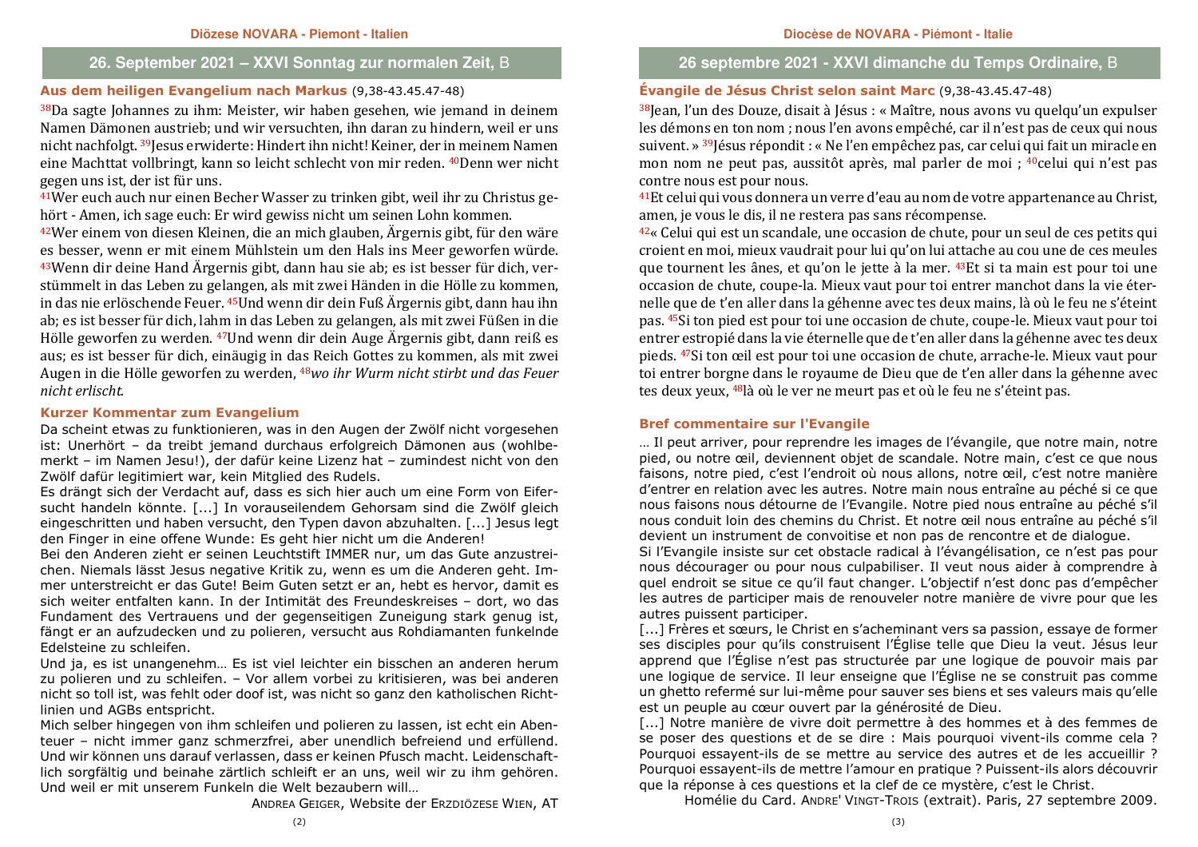## 26. September 2021 – XXVI Sonntag zur normalen Zeit, B

### Aus dem heiligen Evangelium nach Markus (9,38-43.45.47-48)

[38]Da sagte Johannes zu ihm: Meister, wir haben gesehen, wie jemand in deinem Namen Dämonen austrieb; und wir versuchten, ihn daran zu hindern, weil er uns nicht nachfolgt. [39]Jesus erwiderte: Hindert ihn nicht! Keiner, der in meinem Namen eine Machttat vollbringt, kann so leicht schlecht von mir reden. [40]Denn wer nicht gegen uns ist, der ist für uns.

[41]Wer euch auch nur einen Becher Wasser zu trinken gibt, weil ihr zu Christus gehört - Amen, ich sage euch: Er wird gewiss nicht um seinen Lohn kommen.

[42]Wer einem von diesen Kleinen, die an mich glauben, Ärgernis gibt, für den wäre es besser, wenn er mit einem Mühlstein um den Hals ins Meer geworfen würde. [43]Wenn dir deine Hand Ärgernis gibt, dann hau sie ab; es ist besser für dich, verstümmelt in das Leben zu gelangen, als mit zwei Händen in die Hölle zu kommen, in das nie erlöschende Feuer. [45]Und wenn dir dein Fuß Ärgernis gibt, dann hau ihn ab; es ist besser für dich, lahm in das Leben zu gelangen, als mit zwei Füßen in die Hölle geworfen zu werden. [47]Und wenn dir dein Auge Ärgernis gibt, dann reiß es aus; es ist besser für dich, einäugig in das Reich Gottes zu kommen, als mit zwei Augen in die Hölle geworfen zu werden, [48]*wo ihr Wurm nicht stirbt und das Feuer nicht erlischt.*

### Kurzer Kommentar zum Evangelium

Da scheint etwas zu funktionieren, was in den Augen der Zwölf nicht vorgesehen ist: Unerhört – da treibt jemand durchaus erfolgreich Dämonen aus (wohlbemerkt – im Namen Jesu!), der dafür keine Lizenz hat – zumindest nicht von den Zwölf dafür legitimiert war, kein Mitglied des Rudels.

Es drängt sich der Verdacht auf, dass es sich hier auch um eine Form von Eifersucht handeln könnte. [...] In vorauseilendem Gehorsam sind die Zwölf gleich eingeschritten und haben versucht, den Typen davon abzuhalten. [...] Jesus legt den Finger in eine offene Wunde: Es geht hier nicht um die Anderen!

Bei den Anderen zieht er seinen Leuchtstift IMMER nur, um das Gute anzustreichen. Niemals lässt Jesus negative Kritik zu, wenn es um die Anderen geht. Immer unterstreicht er das Gute! Beim Guten setzt er an, hebt es hervor, damit es sich weiter entfalten kann. In der Intimität des Freundeskreises – dort, wo das Fundament des Vertrauens und der gegenseitigen Zuneigung stark genug ist, fängt er an aufzudecken und zu polieren, versucht aus Rohdiamanten funkelnde Edelsteine zu schleifen.

Und ja, es ist unangenehm… Es ist viel leichter ein bisschen an anderen herum zu polieren und zu schleifen. – Vor allem vorbei zu kritisieren, was bei anderen nicht so toll ist, was fehlt oder doof ist, was nicht so ganz den katholischen Richtlinien und AGBs entspricht.

Mich selber hingegen von ihm schleifen und polieren zu lassen, ist echt ein Abenteuer – nicht immer ganz schmerzfrei, aber unendlich befreiend und erfüllend. Und wir können uns darauf verlassen, dass er keinen Pfusch macht. Leidenschaftlich sorgfältig und beinahe zärtlich schleift er an uns, weil wir zu ihm gehören. Und weil er mit unserem Funkeln die Welt bezaubern will…

ANDREA GEIGER, Website der ERZDIÖZESE WIEN, AT

## 26 septembre 2021 - XXVI dimanche du Temps Ordinaire, B

### Évangile de Jésus Christ selon saint Marc (9,38-43.45.47-48)

[38]Jean, l'un des Douze, disait à Jésus : « Maître, nous avons vu quelqu'un expulser les démons en ton nom ; nous l'en avons empêché, car il n'est pas de ceux qui nous suivent. » [39]Jésus répondit : « Ne l'en empêchez pas, car celui qui fait un miracle en mon nom ne peut pas, aussitôt après, mal parler de moi ; [40]celui qui n'est pas contre nous est pour nous.

[41]Et celui qui vous donnera un verre d'eau au nom de votre appartenance au Christ, amen, je vous le dis, il ne restera pas sans récompense.

[42]« Celui qui est un scandale, une occasion de chute, pour un seul de ces petits qui croient en moi, mieux vaudrait pour lui qu'on lui attache au cou une de ces meules que tournent les ânes, et qu'on le jette à la mer. [43]Et si ta main est pour toi une occasion de chute, coupe-la. Mieux vaut pour toi entrer manchot dans la vie éternelle que de t'en aller dans la géhenne avec tes deux mains, là où le feu ne s'éteint pas. [45]Si ton pied est pour toi une occasion de chute, coupe-le. Mieux vaut pour toi entrer estropié dans la vie éternelle que de t'en aller dans la géhenne avec tes deux pieds. [47]Si ton œil est pour toi une occasion de chute, arrache-le. Mieux vaut pour toi entrer borgne dans le royaume de Dieu que de t'en aller dans la géhenne avec tes deux yeux, [48]là où le ver ne meurt pas et où le feu ne s'éteint pas.

### Bref commentaire sur l'Evangile

… Il peut arriver, pour reprendre les images de l'évangile, que notre main, notre pied, ou notre œil, deviennent objet de scandale. Notre main, c'est ce que nous faisons, notre pied, c'est l'endroit où nous allons, notre œil, c'est notre manière d'entrer en relation avec les autres. Notre main nous entraîne au péché si ce que nous faisons nous détourne de l'Evangile. Notre pied nous entraîne au péché s'il nous conduit loin des chemins du Christ. Et notre œil nous entraîne au péché s'il devient un instrument de convoitise et non pas de rencontre et de dialogue.

Si l'Evangile insiste sur cet obstacle radical à l'évangélisation, ce n'est pas pour nous décourager ou pour nous culpabiliser. Il veut nous aider à comprendre à quel endroit se situe ce qu'il faut changer. L'objectif n'est donc pas d'empêcher les autres de participer mais de renouveler notre manière de vivre pour que les autres puissent participer.

[...] Frères et sœurs, le Christ en s'acheminant vers sa passion, essaye de former ses disciples pour qu'ils construisent l'Église telle que Dieu la veut. Jésus leur apprend que l'Église n'est pas structurée par une logique de pouvoir mais par une logique de service. Il leur enseigne que l'Église ne se construit pas comme un ghetto refermé sur lui-même pour sauver ses biens et ses valeurs mais qu'elle est un peuple au cœur ouvert par la générosité de Dieu.

[...] Notre manière de vivre doit permettre à des hommes et à des femmes de se poser des questions et de se dire : Mais pourquoi vivent-ils comme cela ? Pourquoi essayent-ils de se mettre au service des autres et de les accueillir ? Pourquoi essayent-ils de mettre l'amour en pratique ? Puissent-ils alors découvrir que la réponse à ces questions et la clef de ce mystère, c'est le Christ.

Homélie du Card. ANDRE' VINGT-TROIS (extrait). Paris, 27 septembre 2009.